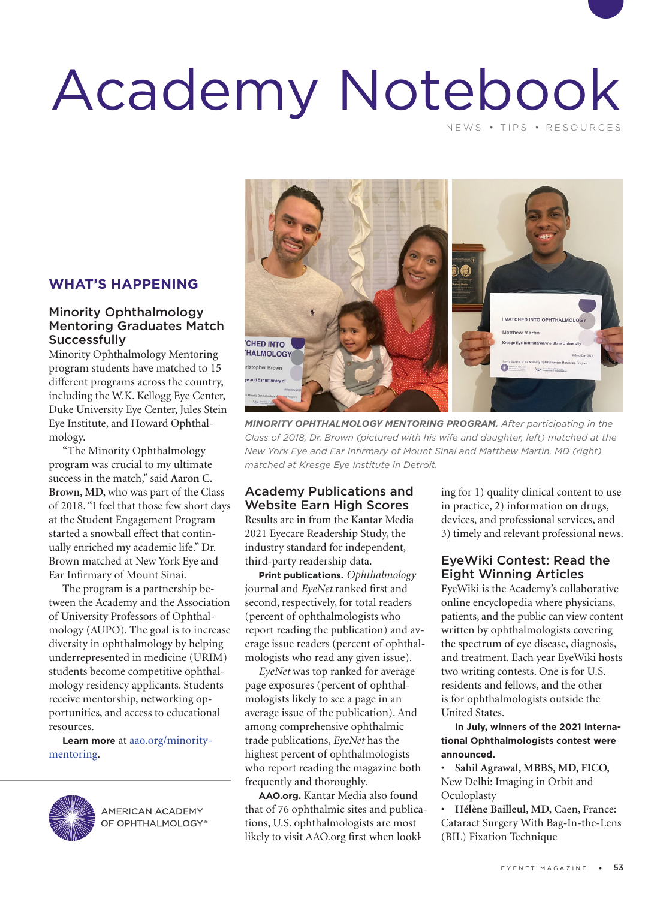# Academy Notebook

NEWS • TIPS • RESOURCES

## WHAT'S HAPPENING

### Minority Ophthalmology Mentoring Graduates Match Successfully

Minority Ophthalmology Mentoring program students have matched to 15 different programs across the country, including the W.K. Kellogg Eye Center, Duke University Eye Center, Jules Stein Eye Institute, and Howard Ophthalmology.

"The Minority Ophthalmology program was crucial to my ultimate success in the match," said **Aaron C. Brown, MD,** who was part of the Class of 2018. "I feel that those few short days at the Student Engagement Program started a snowball effect that continually enriched my academic life." Dr. Brown matched at New York Eye and Ear Infirmary of Mount Sinai.

The program is a partnership between the Academy and the Association of University Professors of Ophthalmology (AUPO). The goal is to increase diversity in ophthalmology by helping underrepresented in medicine (URIM) students become competitive ophthalmology residency applicants. Students receive mentorship, networking opportunities, and access to educational resources.

**Learn more** at aao.org/minority-mentoring.

***MINORITY OPHTHALMOLOGY MENTORING PROGRAM.*** *After participating in the Class of 2018, Dr. Brown (pictured with his wife and daughter, left) matched at the New York Eye and Ear Infirmary of Mount Sinai and Matthew Martin, MD (right) matched at Kresge Eye Institute in Detroit.*

### Academy Publications and Website Earn High Scores

Results are in from the Kantar Media 2021 Eyecare Readership Study, the industry standard for independent, third-party readership data.

**Print publications.** *Ophthalmology* journal and *EyeNet* ranked first and second, respectively, for total readers (percent of ophthalmologists who report reading the publication) and average issue readers (percent of ophthalmologists who read any given issue).

*EyeNet* was top ranked for average page exposures (percent of ophthalmologists likely to see a page in an average issue of the publication). And among comprehensive ophthalmic trade publications, *EyeNet* has the highest percent of ophthalmologists who report reading the magazine both frequently and thoroughly.

**AAO.org.** Kantar Media also found that of 76 ophthalmic sites and publications, U.S. ophthalmologists are most likely to visit AAO.org first when looking for 1) quality clinical content to use in practice, 2) information on drugs, devices, and professional services, and 3) timely and relevant professional news.

### EyeWiki Contest: Read the Eight Winning Articles

EyeWiki is the Academy's collaborative online encyclopedia where physicians, patients, and the public can view content written by ophthalmologists covering the spectrum of eye disease, diagnosis, and treatment. Each year EyeWiki hosts two writing contests. One is for U.S. residents and fellows, and the other is for ophthalmologists outside the United States.

**In July, winners of the 2021 International Ophthalmologists contest were announced.**

- **Sahil Agrawal, MBBS, MD, FICO,** New Delhi: Imaging in Orbit and Oculoplasty
- **Hélène Bailleul, MD,** Caen, France: Cataract Surgery With Bag-In-the-Lens (BIL) Fixation Technique

AMERICAN ACADEMY OF OPHTHALMOLOGY®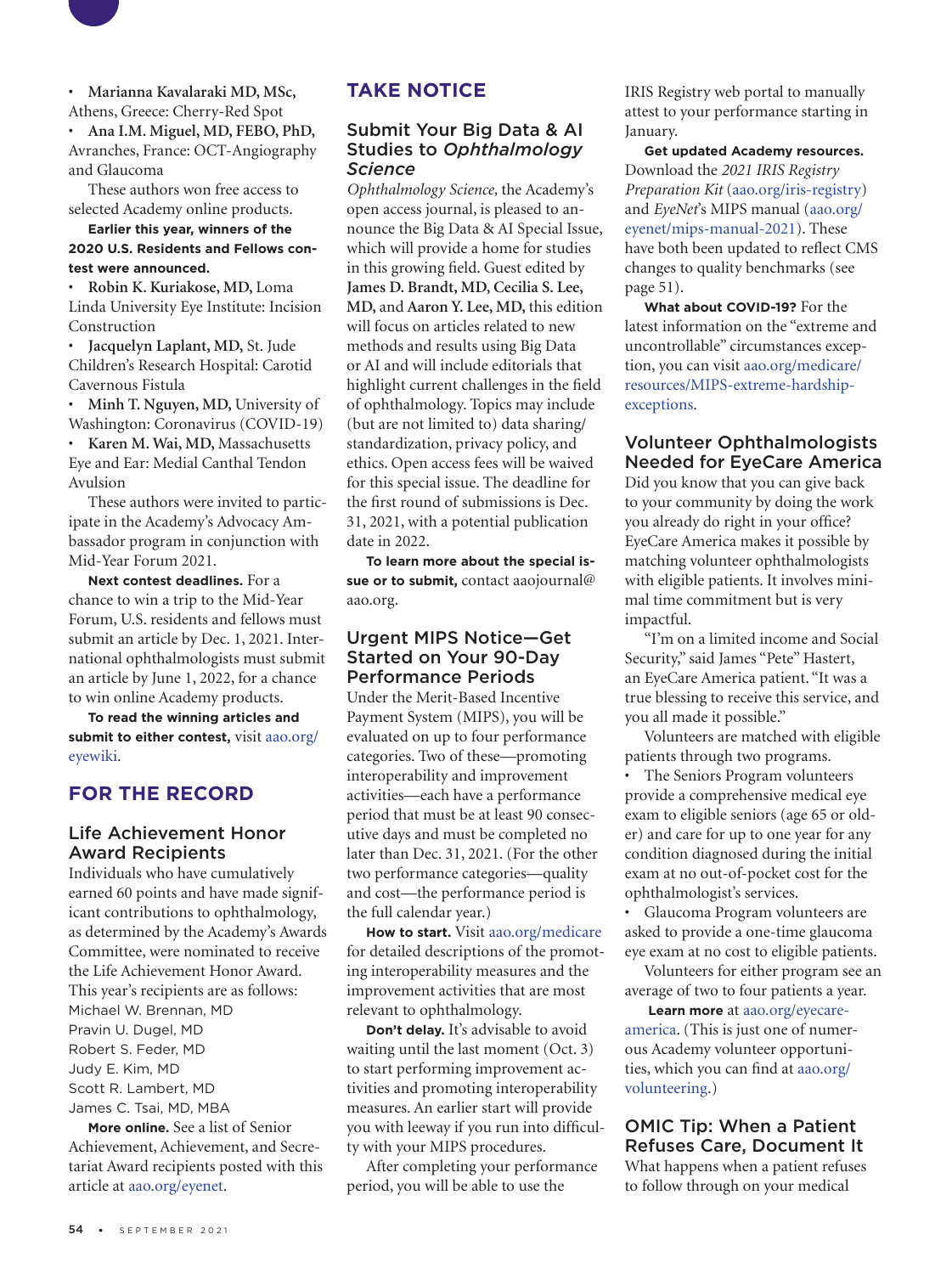- **Marianna Kavalaraki MD, MSc,** Athens, Greece: Cherry-Red Spot
- **Ana I.M. Miguel, MD, FEBO, PhD,** Avranches, France: OCT-Angiography and Glaucoma

These authors won free access to selected Academy online products.

**Earlier this year, winners of the 2020 U.S. Residents and Fellows contest were announced.**

- **Robin K. Kuriakose, MD,** Loma Linda University Eye Institute: Incision Construction
- **Jacquelyn Laplant, MD,** St. Jude Children's Research Hospital: Carotid Cavernous Fistula
- **Minh T. Nguyen, MD,** University of Washington: Coronavirus (COVID-19)
- **Karen M. Wai, MD,** Massachusetts Eye and Ear: Medial Canthal Tendon Avulsion

These authors were invited to participate in the Academy's Advocacy Ambassador program in conjunction with Mid-Year Forum 2021.

**Next contest deadlines.** For a chance to win a trip to the Mid-Year Forum, U.S. residents and fellows must submit an article by Dec. 1, 2021. International ophthalmologists must submit an article by June 1, 2022, for a chance to win online Academy products.

**To read the winning articles and submit to either contest,** visit aao.org/eyewiki.

# FOR THE RECORD

## Life Achievement Honor Award Recipients

Individuals who have cumulatively earned 60 points and have made significant contributions to ophthalmology, as determined by the Academy's Awards Committee, were nominated to receive the Life Achievement Honor Award. This year's recipients are as follows:

Michael W. Brennan, MD
Pravin U. Dugel, MD
Robert S. Feder, MD
Judy E. Kim, MD
Scott R. Lambert, MD
James C. Tsai, MD, MBA

**More online.** See a list of Senior Achievement, Achievement, and Secretariat Award recipients posted with this article at aao.org/eyenet.

# TAKE NOTICE

## Submit Your Big Data & AI Studies to *Ophthalmology Science*

*Ophthalmology Science,* the Academy's open access journal, is pleased to announce the Big Data & AI Special Issue, which will provide a home for studies in this growing field. Guest edited by **James D. Brandt, MD, Cecilia S. Lee, MD,** and **Aaron Y. Lee, MD,** this edition will focus on articles related to new methods and results using Big Data or AI and will include editorials that highlight current challenges in the field of ophthalmology. Topics may include (but are not limited to) data sharing/standardization, privacy policy, and ethics. Open access fees will be waived for this special issue. The deadline for the first round of submissions is Dec. 31, 2021, with a potential publication date in 2022.

**To learn more about the special issue or to submit,** contact aaojournal@aao.org.

## Urgent MIPS Notice—Get Started on Your 90-Day Performance Periods

Under the Merit-Based Incentive Payment System (MIPS), you will be evaluated on up to four performance categories. Two of these—promoting interoperability and improvement activities—each have a performance period that must be at least 90 consecutive days and must be completed no later than Dec. 31, 2021. (For the other two performance categories—quality and cost—the performance period is the full calendar year.)

**How to start.** Visit aao.org/medicare for detailed descriptions of the promoting interoperability measures and the improvement activities that are most relevant to ophthalmology.

**Don't delay.** It's advisable to avoid waiting until the last moment (Oct. 3) to start performing improvement activities and promoting interoperability measures. An earlier start will provide you with leeway if you run into difficulty with your MIPS procedures.

After completing your performance period, you will be able to use the IRIS Registry web portal to manually attest to your performance starting in January.

**Get updated Academy resources.** Download the *2021 IRIS Registry Preparation Kit* (aao.org/iris-registry) and *EyeNet*'s MIPS manual (aao.org/eyenet/mips-manual-2021). These have both been updated to reflect CMS changes to quality benchmarks (see page 51).

**What about COVID-19?** For the latest information on the "extreme and uncontrollable" circumstances exception, you can visit aao.org/medicare/resources/MIPS-extreme-hardship-exceptions.

## Volunteer Ophthalmologists Needed for EyeCare America

Did you know that you can give back to your community by doing the work you already do right in your office? EyeCare America makes it possible by matching volunteer ophthalmologists with eligible patients. It involves minimal time commitment but is very impactful.

"I'm on a limited income and Social Security," said James "Pete" Hastert, an EyeCare America patient. "It was a true blessing to receive this service, and you all made it possible."

Volunteers are matched with eligible patients through two programs.

- The Seniors Program volunteers provide a comprehensive medical eye exam to eligible seniors (age 65 or older) and care for up to one year for any condition diagnosed during the initial exam at no out-of-pocket cost for the ophthalmologist's services.
- Glaucoma Program volunteers are asked to provide a one-time glaucoma eye exam at no cost to eligible patients.

Volunteers for either program see an average of two to four patients a year.

**Learn more** at aao.org/eyecare-america. (This is just one of numerous Academy volunteer opportunities, which you can find at aao.org/volunteering.)

## OMIC Tip: When a Patient Refuses Care, Document It

What happens when a patient refuses to follow through on your medical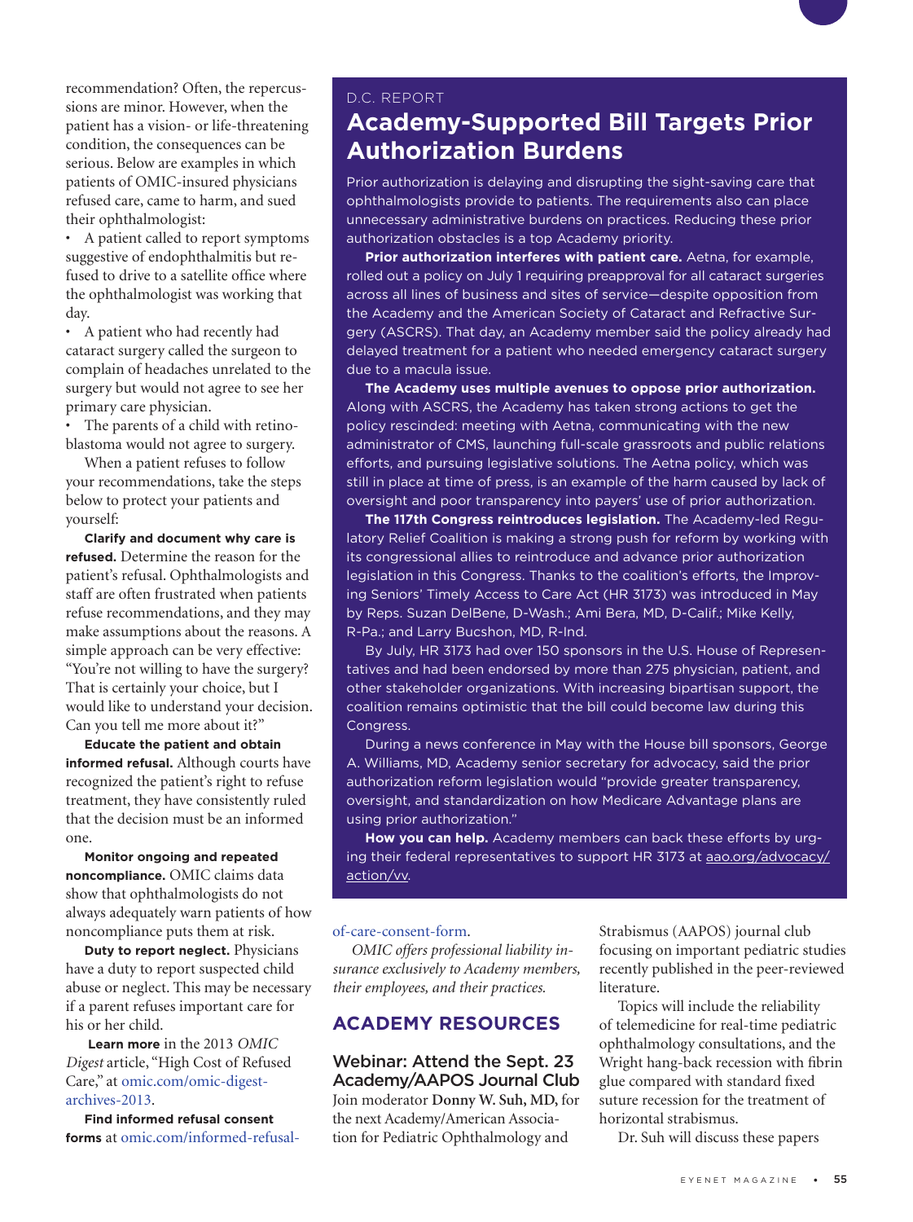recommendation? Often, the repercussions are minor. However, when the patient has a vision- or life-threatening condition, the consequences can be serious. Below are examples in which patients of OMIC-insured physicians refused care, came to harm, and sued their ophthalmologist:

- A patient called to report symptoms suggestive of endophthalmitis but refused to drive to a satellite office where the ophthalmologist was working that day.
- A patient who had recently had cataract surgery called the surgeon to complain of headaches unrelated to the surgery but would not agree to see her primary care physician.
- The parents of a child with retinoblastoma would not agree to surgery.

When a patient refuses to follow your recommendations, take the steps below to protect your patients and yourself:

**Clarify and document why care is refused.** Determine the reason for the patient's refusal. Ophthalmologists and staff are often frustrated when patients refuse recommendations, and they may make assumptions about the reasons. A simple approach can be very effective: "You're not willing to have the surgery? That is certainly your choice, but I would like to understand your decision. Can you tell me more about it?"

**Educate the patient and obtain informed refusal.** Although courts have recognized the patient's right to refuse treatment, they have consistently ruled that the decision must be an informed one.

**Monitor ongoing and repeated noncompliance.** OMIC claims data show that ophthalmologists do not always adequately warn patients of how noncompliance puts them at risk.

**Duty to report neglect.** Physicians have a duty to report suspected child abuse or neglect. This may be necessary if a parent refuses important care for his or her child.

**Learn more** in the 2013 *OMIC Digest* article, "High Cost of Refused Care," at omic.com/omic-digest-archives-2013.

**Find informed refusal consent forms** at omic.com/informed-refusal-of-care-consent-form.

*OMIC offers professional liability insurance exclusively to Academy members, their employees, and their practices.*

D.C. REPORT

## Academy-Supported Bill Targets Prior Authorization Burdens

Prior authorization is delaying and disrupting the sight-saving care that ophthalmologists provide to patients. The requirements also can place unnecessary administrative burdens on practices. Reducing these prior authorization obstacles is a top Academy priority.

**Prior authorization interferes with patient care.** Aetna, for example, rolled out a policy on July 1 requiring preapproval for all cataract surgeries across all lines of business and sites of service—despite opposition from the Academy and the American Society of Cataract and Refractive Surgery (ASCRS). That day, an Academy member said the policy already had delayed treatment for a patient who needed emergency cataract surgery due to a macula issue.

**The Academy uses multiple avenues to oppose prior authorization.** Along with ASCRS, the Academy has taken strong actions to get the policy rescinded: meeting with Aetna, communicating with the new administrator of CMS, launching full-scale grassroots and public relations efforts, and pursuing legislative solutions. The Aetna policy, which was still in place at time of press, is an example of the harm caused by lack of oversight and poor transparency into payers' use of prior authorization.

**The 117th Congress reintroduces legislation.** The Academy-led Regulatory Relief Coalition is making a strong push for reform by working with its congressional allies to reintroduce and advance prior authorization legislation in this Congress. Thanks to the coalition's efforts, the Improving Seniors' Timely Access to Care Act (HR 3173) was introduced in May by Reps. Suzan DelBene, D-Wash.; Ami Bera, MD, D-Calif.; Mike Kelly, R-Pa.; and Larry Bucshon, MD, R-Ind.

By July, HR 3173 had over 150 sponsors in the U.S. House of Representatives and had been endorsed by more than 275 physician, patient, and other stakeholder organizations. With increasing bipartisan support, the coalition remains optimistic that the bill could become law during this Congress.

During a news conference in May with the House bill sponsors, George A. Williams, MD, Academy senior secretary for advocacy, said the prior authorization reform legislation would "provide greater transparency, oversight, and standardization on how Medicare Advantage plans are using prior authorization."

**How you can help.** Academy members can back these efforts by urging their federal representatives to support HR 3173 at aao.org/advocacy/action/vv.

## ACADEMY RESOURCES

### Webinar: Attend the Sept. 23 Academy/AAPOS Journal Club

Join moderator **Donny W. Suh, MD,** for the next Academy/American Association for Pediatric Ophthalmology and Strabismus (AAPOS) journal club focusing on important pediatric studies recently published in the peer-reviewed literature.

Topics will include the reliability of telemedicine for real-time pediatric ophthalmology consultations, and the Wright hang-back recession with fibrin glue compared with standard fixed suture recession for the treatment of horizontal strabismus.

Dr. Suh will discuss these papers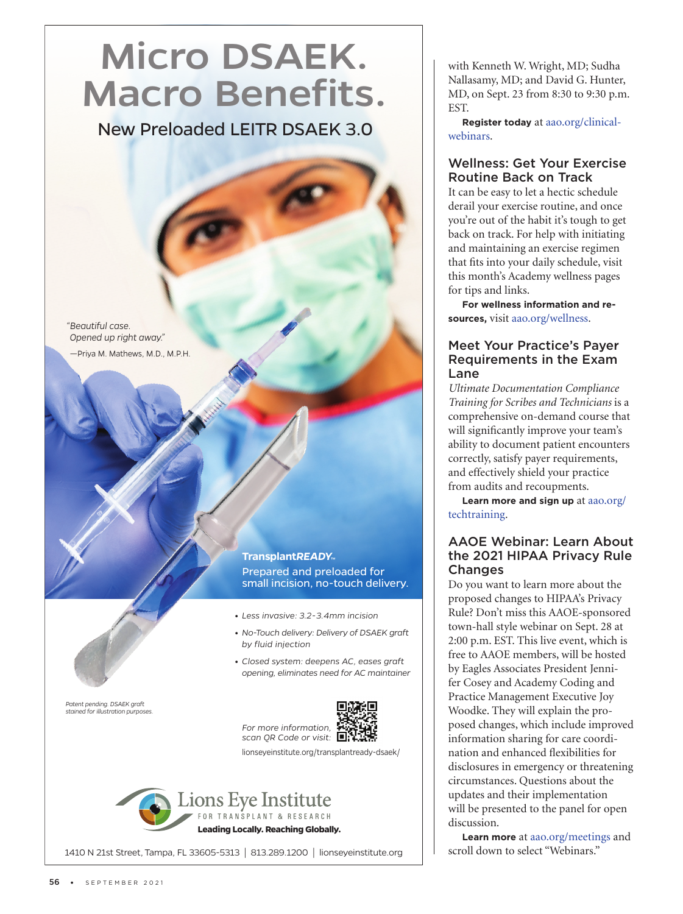# Micro DSAEK. Macro Benefits.

New Preloaded LEITR DSAEK 3.0

*"Beautiful case. Opened up right away."*
—Priya M. Mathews, M.D., M.P.H.

**Transplant*READY*™**
Prepared and preloaded for small incision, no-touch delivery.

- *Less invasive: 3.2-3.4mm incision*
- *No-Touch delivery: Delivery of DSAEK graft by fluid injection*
- *Closed system: deepens AC, eases graft opening, eliminates need for AC maintainer*

*Patent pending. DSAEK graft stained for illustration purposes.*

*For more information, scan QR Code or visit:*
lionseyeinstitute.org/transplantready-dsaek/

Lions Eye Institute
FOR TRANSPLANT & RESEARCH
**Leading Locally. Reaching Globally.**

1410 N 21st Street, Tampa, FL 33605-5313 | 813.289.1200 | lionseyeinstitute.org

with Kenneth W. Wright, MD; Sudha Nallasamy, MD; and David G. Hunter, MD, on Sept. 23 from 8:30 to 9:30 p.m. EST.

**Register today** at aao.org/clinical-webinars.

## Wellness: Get Your Exercise Routine Back on Track

It can be easy to let a hectic schedule derail your exercise routine, and once you're out of the habit it's tough to get back on track. For help with initiating and maintaining an exercise regimen that fits into your daily schedule, visit this month's Academy wellness pages for tips and links.

**For wellness information and resources,** visit aao.org/wellness.

## Meet Your Practice's Payer Requirements in the Exam Lane

*Ultimate Documentation Compliance Training for Scribes and Technicians* is a comprehensive on-demand course that will significantly improve your team's ability to document patient encounters correctly, satisfy payer requirements, and effectively shield your practice from audits and recoupments.

**Learn more and sign up** at aao.org/techtraining.

## AAOE Webinar: Learn About the 2021 HIPAA Privacy Rule Changes

Do you want to learn more about the proposed changes to HIPAA's Privacy Rule? Don't miss this AAOE-sponsored town-hall style webinar on Sept. 28 at 2:00 p.m. EST. This live event, which is free to AAOE members, will be hosted by Eagles Associates President Jennifer Cosey and Academy Coding and Practice Management Executive Joy Woodke. They will explain the proposed changes, which include improved information sharing for care coordination and enhanced flexibilities for disclosures in emergency or threatening circumstances. Questions about the updates and their implementation will be presented to the panel for open discussion.

**Learn more** at aao.org/meetings and scroll down to select "Webinars."